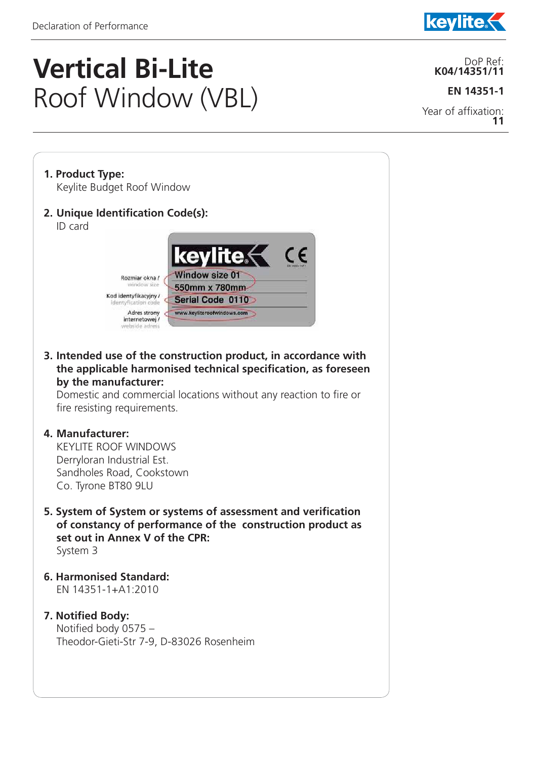# Vertical Bi-Lite Roof Window (VBL)

DoP Ref:
**K04/14351/11**

**EN 14351-1**

Year of affixation:
**11**

1. **Product Type:**
   Keylite Budget Roof Window

2. **Unique Identification Code(s):**
   ID card

   Rozmiar okna / window size — Window size 01, 550mm x 780mm
   Kod identyfikacyjny / identyfication code — Serial Code 0110
   Adres strony internetowej / webside adress — www.keyliteroofwindows.com

3. **Intended use of the construction product, in accordance with the applicable harmonised technical specification, as foreseen by the manufacturer:**
   Domestic and commercial locations without any reaction to fire or fire resisting requirements.

4. **Manufacturer:**
   KEYLITE ROOF WINDOWS
   Derryloran Industrial Est.
   Sandholes Road, Cookstown
   Co. Tyrone BT80 9LU

5. **System of System or systems of assessment and verification of constancy of performance of the construction product as set out in Annex V of the CPR:**
   System 3

6. **Harmonised Standard:**
   EN 14351-1+A1:2010

7. **Notified Body:**
   Notified body 0575 –
   Theodor-Gieti-Str 7-9, D-83026 Rosenheim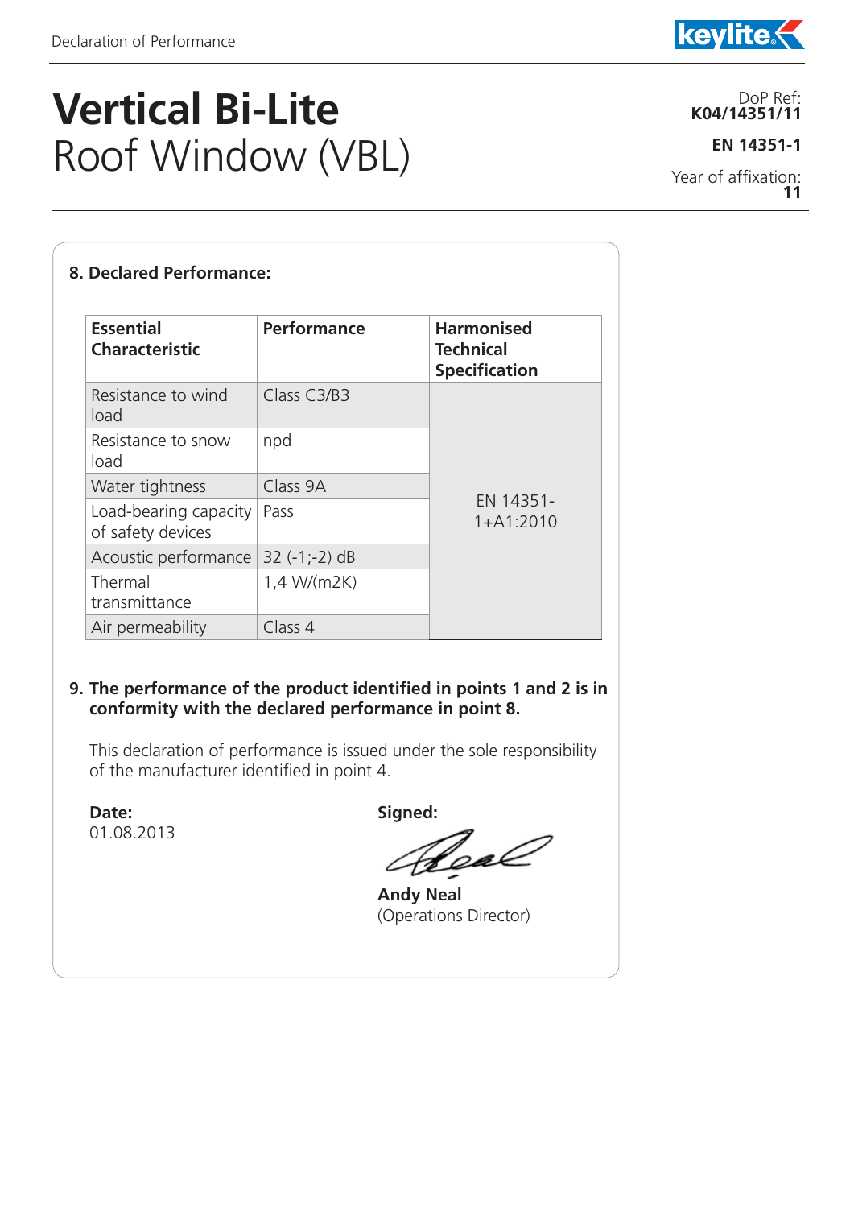# Vertical Bi-Lite Roof Window (VBL)

DoP Ref: **K04/14351/11**

**EN 14351-1**

Year of affixation: **11**

### 8. Declared Performance:

| Essential Characteristic | Performance | Harmonised Technical Specification |
|---|---|---|
| Resistance to wind load | Class C3/B3 | EN 14351-1+A1:2010 |
| Resistance to snow load | npd | |
| Water tightness | Class 9A | |
| Load-bearing capacity of safety devices | Pass | |
| Acoustic performance | 32 (-1;-2) dB | |
| Thermal transmittance | 1,4 W/(m2K) | |
| Air permeability | Class 4 | |

### 9. The performance of the product identified in points 1 and 2 is in conformity with the declared performance in point 8.

This declaration of performance is issued under the sole responsibility of the manufacturer identified in point 4.

**Date:**
01.08.2013

**Signed:**

**Andy Neal**
(Operations Director)